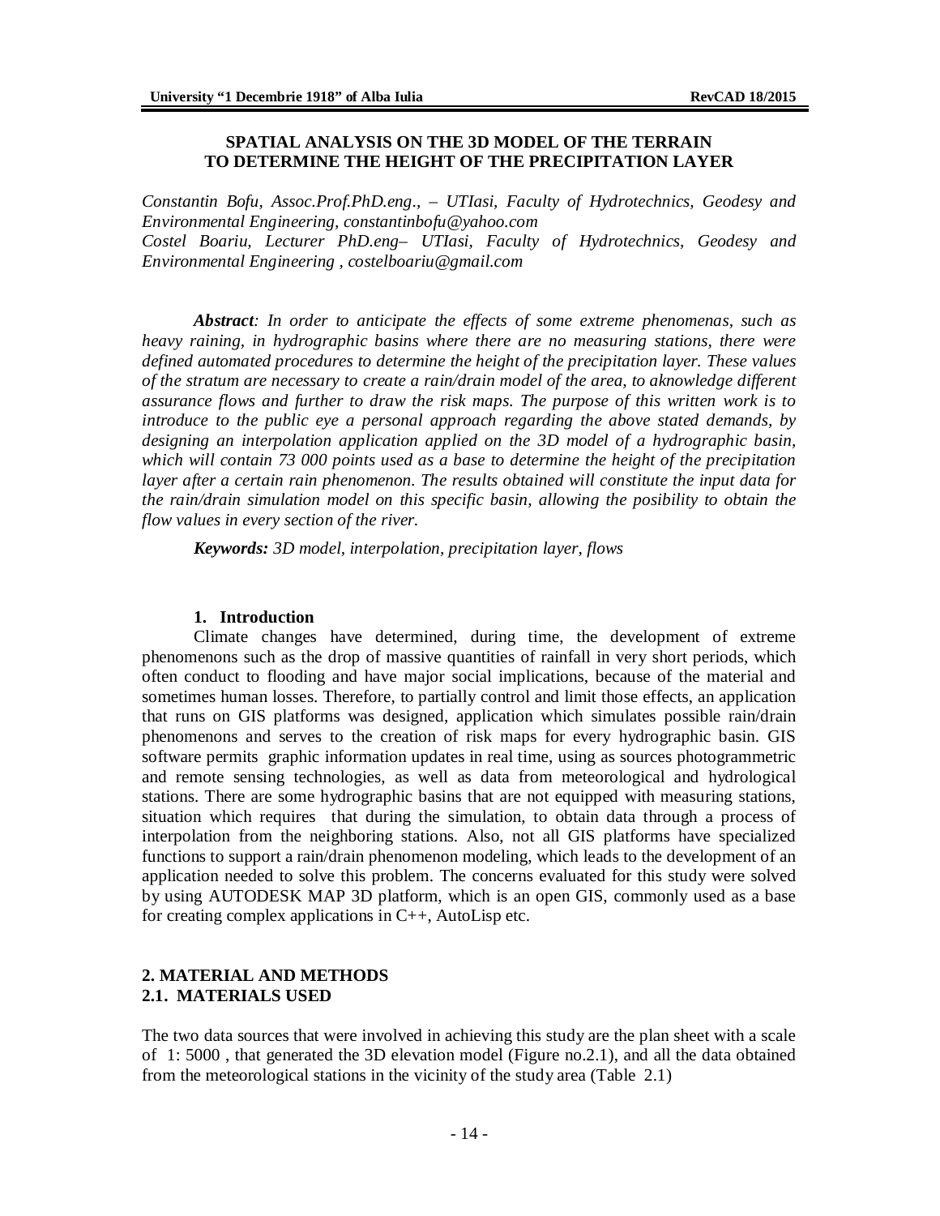# SPATIAL ANALYSIS ON THE 3D MODEL OF THE TERRAIN TO DETERMINE THE HEIGHT OF THE PRECIPITATION LAYER

*Constantin Bofu, Assoc.Prof.PhD.eng., – UTIasi, Faculty of Hydrotechnics, Geodesy and Environmental Engineering, constantinbofu@yahoo.com*
*Costel Boariu, Lecturer PhD.eng– UTIasi, Faculty of Hydrotechnics, Geodesy and Environmental Engineering , costelboariu@gmail.com*

***Abstract**: In order to anticipate the effects of some extreme phenomenas, such as heavy raining, in hydrographic basins where there are no measuring stations, there were defined automated procedures to determine the height of the precipitation layer. These values of the stratum are necessary to create a rain/drain model of the area, to aknowledge different assurance flows and further to draw the risk maps. The purpose of this written work is to introduce to the public eye a personal approach regarding the above stated demands, by designing an interpolation application applied on the 3D model of a hydrographic basin, which will contain 73 000 points used as a base to determine the height of the precipitation layer after a certain rain phenomenon. The results obtained will constitute the input data for the rain/drain simulation model on this specific basin, allowing the posibility to obtain the flow values in every section of the river.*

***Keywords:** 3D model, interpolation, precipitation layer, flows*

## 1. Introduction

Climate changes have determined, during time, the development of extreme phenomenons such as the drop of massive quantities of rainfall in very short periods, which often conduct to flooding and have major social implications, because of the material and sometimes human losses. Therefore, to partially control and limit those effects, an application that runs on GIS platforms was designed, application which simulates possible rain/drain phenomenons and serves to the creation of risk maps for every hydrographic basin. GIS software permits graphic information updates in real time, using as sources photogrammetric and remote sensing technologies, as well as data from meteorological and hydrological stations. There are some hydrographic basins that are not equipped with measuring stations, situation which requires that during the simulation, to obtain data through a process of interpolation from the neighboring stations. Also, not all GIS platforms have specialized functions to support a rain/drain phenomenon modeling, which leads to the development of an application needed to solve this problem. The concerns evaluated for this study were solved by using AUTODESK MAP 3D platform, which is an open GIS, commonly used as a base for creating complex applications in C++, AutoLisp etc.

## 2. MATERIAL AND METHODS

### 2.1. MATERIALS USED

The two data sources that were involved in achieving this study are the plan sheet with a scale of 1: 5000 , that generated the 3D elevation model (Figure no.2.1), and all the data obtained from the meteorological stations in the vicinity of the study area (Table 2.1)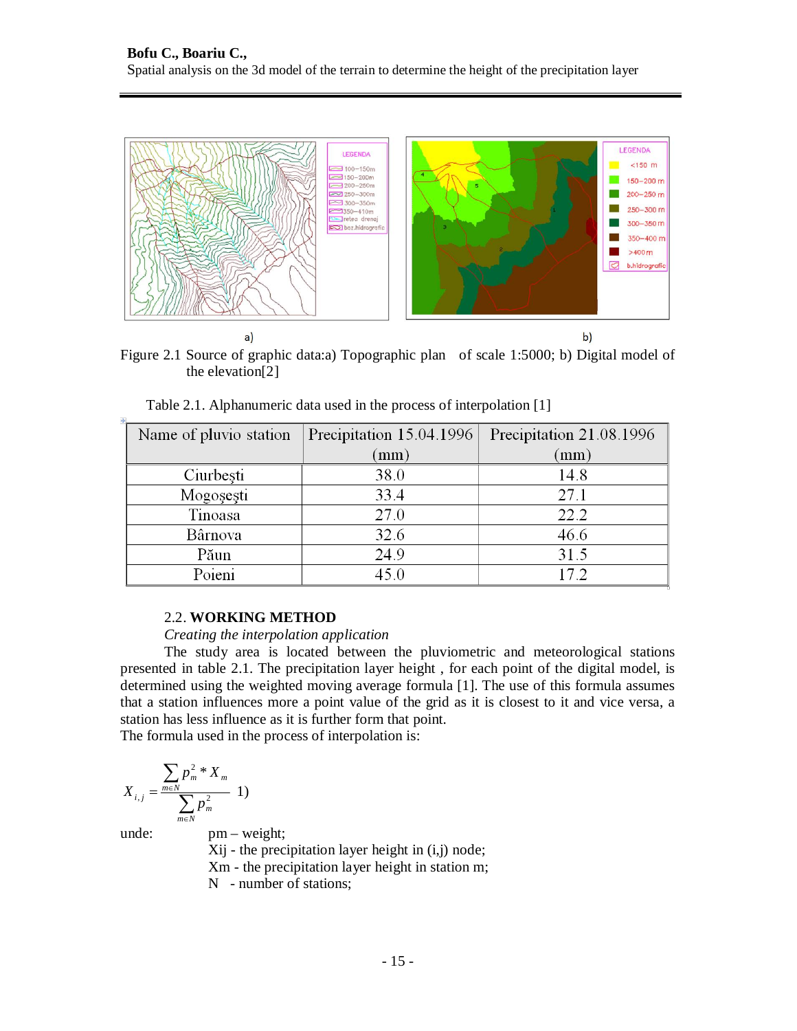a) b)

Figure 2.1 Source of graphic data:a) Topographic plan of scale 1:5000; b) Digital model of the elevation[2]

Table 2.1. Alphanumeric data used in the process of interpolation [1]

| Name of pluvio station | Precipitation 15.04.1996 (mm) | Precipitation 21.08.1996 (mm) |
|---|---|---|
| Ciurbeşti | 38.0 | 14.8 |
| Mogoşeşti | 33.4 | 27.1 |
| Tinoasa | 27.0 | 22.2 |
| Bârnova | 32.6 | 46.6 |
| Păun | 24.9 | 31.5 |
| Poieni | 45.0 | 17.2 |

## 2.2. **WORKING METHOD**

*Creating the interpolation application*

The study area is located between the pluviometric and meteorological stations presented in table 2.1. The precipitation layer height , for each point of the digital model, is determined using the weighted moving average formula [1]. The use of this formula assumes that a station influences more a point value of the grid as it is closest to it and vice versa, a station has less influence as it is further form that point.

The formula used in the process of interpolation is:

$$X_{i,j} = \frac{\sum_{m \in N} p_m^2 * X_m}{\sum_{m \in N} p_m^2} \quad 1)$$

unde: pm – weight;
Xij - the precipitation layer height in (i,j) node;
Xm - the precipitation layer height in station m;
N - number of stations;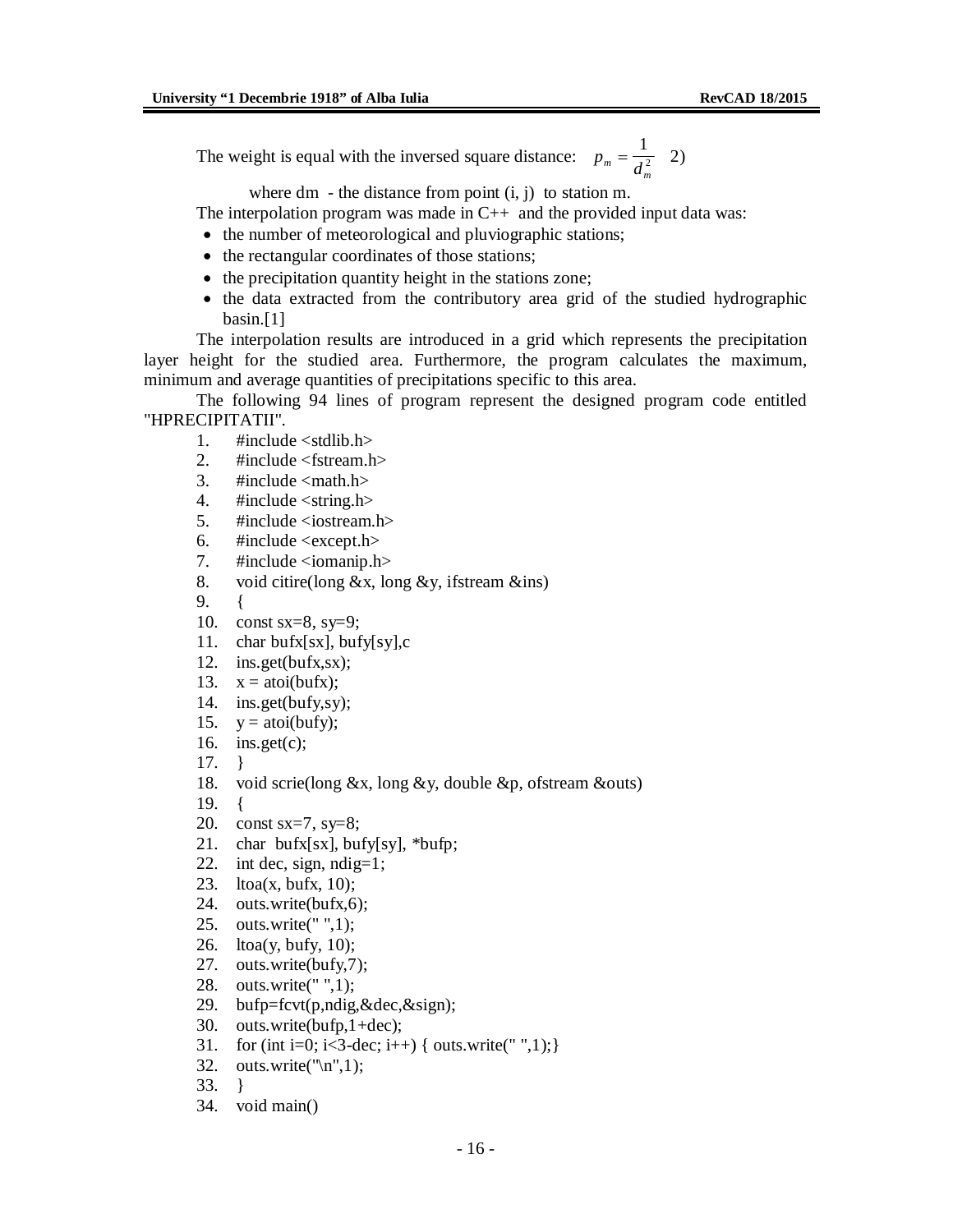The weight is equal with the inversed square distance: $p_m = \frac{1}{d_m^2}$ 2)

where dm - the distance from point (i, j) to station m.

The interpolation program was made in C++ and the provided input data was:

- the number of meteorological and pluviographic stations;
- the rectangular coordinates of those stations;
- the precipitation quantity height in the stations zone;
- the data extracted from the contributory area grid of the studied hydrographic basin.[1]

The interpolation results are introduced in a grid which represents the precipitation layer height for the studied area. Furthermore, the program calculates the maximum, minimum and average quantities of precipitations specific to this area.

The following 94 lines of program represent the designed program code entitled "HPRECIPITATII".

```
1.  #include <stdlib.h>
2.  #include <fstream.h>
3.  #include <math.h>
4.  #include <string.h>
5.  #include <iostream.h>
6.  #include <except.h>
7.  #include <iomanip.h>
8.  void citire(long &x, long &y, ifstream &ins)
9.  {
10. const sx=8, sy=9;
11. char bufx[sx], bufy[sy],c
12. ins.get(bufx,sx);
13. x = atoi(bufx);
14. ins.get(bufy,sy);
15. y = atoi(bufy);
16. ins.get(c);
17. }
18. void scrie(long &x, long &y, double &p, ofstream &outs)
19. {
20. const sx=7, sy=8;
21. char  bufx[sx], bufy[sy], *bufp;
22. int dec, sign, ndig=1;
23. ltoa(x, bufx, 10);
24. outs.write(bufx,6);
25. outs.write(" ",1);
26. ltoa(y, bufy, 10);
27. outs.write(bufy,7);
28. outs.write(" ",1);
29. bufp=fcvt(p,ndig,&dec,&sign);
30. outs.write(bufp,1+dec);
31. for (int i=0; i<3-dec; i++) { outs.write(" ",1);}
32. outs.write("\n",1);
33. }
34. void main()
```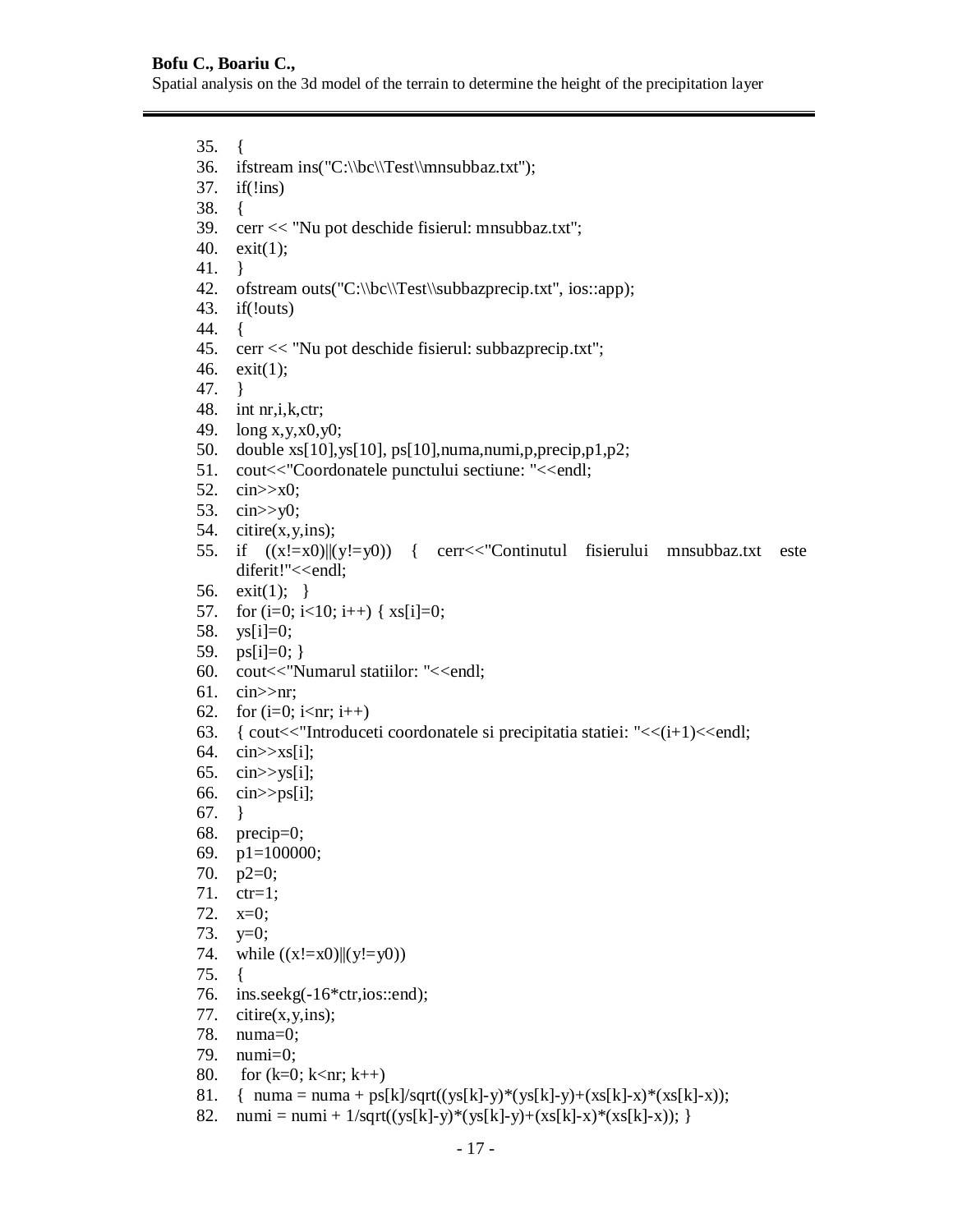```
35. {
36. ifstream ins("C:\\bc\\Test\\mnsubbaz.txt");
37. if(!ins)
38. {
39. cerr << "Nu pot deschide fisierul: mnsubbaz.txt";
40. exit(1);
41. }
42. ofstream outs("C:\\bc\\Test\\subbazprecip.txt", ios::app);
43. if(!outs)
44. {
45. cerr << "Nu pot deschide fisierul: subbazprecip.txt";
46. exit(1);
47. }
48. int nr,i,k,ctr;
49. long x,y,x0,y0;
50. double xs[10],ys[10], ps[10],numa,numi,p,precip,p1,p2;
51. cout<<"Coordonatele punctului sectiune: "<<endl;
52. cin>>x0;
53. cin>>y0;
54. citire(x,y,ins);
55. if ((x!=x0)||(y!=y0)) { cerr<<"Continutul fisierului mnsubbaz.txt este diferit!"<<endl;
56. exit(1); }
57. for (i=0; i<10; i++) { xs[i]=0;
58. ys[i]=0;
59. ps[i]=0; }
60. cout<<"Numarul statiilor: "<<endl;
61. cin>>nr;
62. for (i=0; i<nr; i++)
63. { cout<<"Introduceti coordonatele si precipitatia statiei: "<<(i+1)<<endl;
64. cin>>xs[i];
65. cin>>ys[i];
66. cin>>ps[i];
67. }
68. precip=0;
69. p1=100000;
70. p2=0;
71. ctr=1;
72. x=0;
73. y=0;
74. while ((x!=x0)||(y!=y0))
75. {
76. ins.seekg(-16*ctr,ios::end);
77. citire(x,y,ins);
78. numa=0;
79. numi=0;
80.  for (k=0; k<nr; k++)
81. {  numa = numa + ps[k]/sqrt((ys[k]-y)*(ys[k]-y)+(xs[k]-x)*(xs[k]-x));
82. numi = numi + 1/sqrt((ys[k]-y)*(ys[k]-y)+(xs[k]-x)*(xs[k]-x)); }
```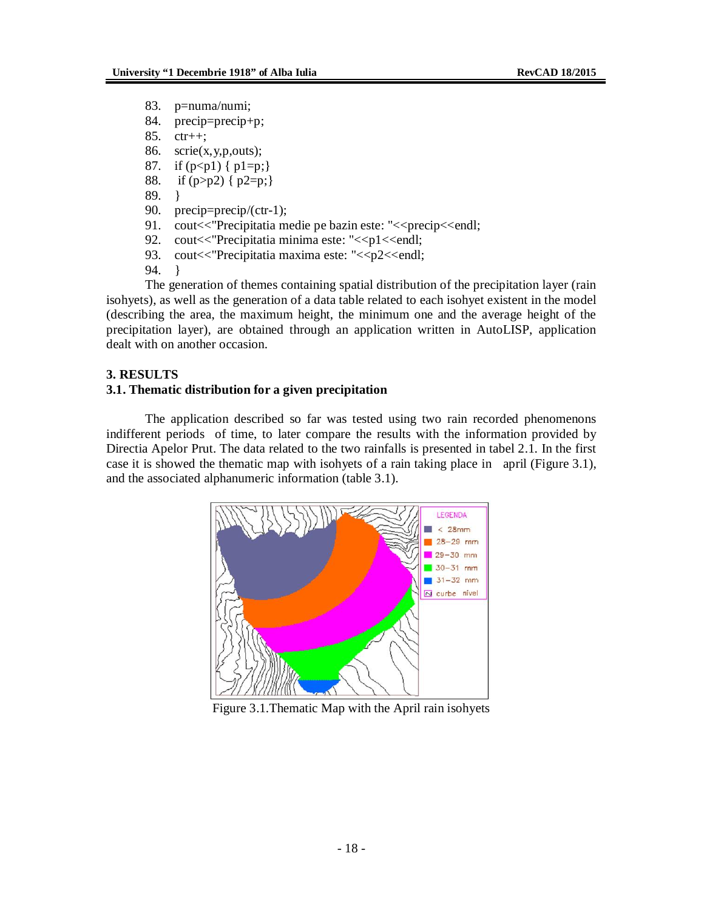```
83.  p=numa/numi;
84.  precip=precip+p;
85.  ctr++;
86.  scrie(x,y,p,outs);
87.  if (p<p1) { p1=p;}
88.   if (p>p2) { p2=p;}
89.  }
90.  precip=precip/(ctr-1);
91.  cout<<"Precipitatia medie pe bazin este: "<<precip<<endl;
92.  cout<<"Precipitatia minima este: "<<p1<<endl;
93.  cout<<"Precipitatia maxima este: "<<p2<<endl;
94.  }
```

The generation of themes containing spatial distribution of the precipitation layer (rain isohyets), as well as the generation of a data table related to each isohyet existent in the model (describing the area, the maximum height, the minimum one and the average height of the precipitation layer), are obtained through an application written in AutoLISP, application dealt with on another occasion.

## 3. RESULTS

### 3.1. Thematic distribution for a given precipitation

The application described so far was tested using two rain recorded phenomenons indifferent periods of time, to later compare the results with the information provided by Directia Apelor Prut. The data related to the two rainfalls is presented in tabel 2.1. In the first case it is showed the thematic map with isohyets of a rain taking place in april (Figure 3.1), and the associated alphanumeric information (table 3.1).

Figure 3.1.Thematic Map with the April rain isohyets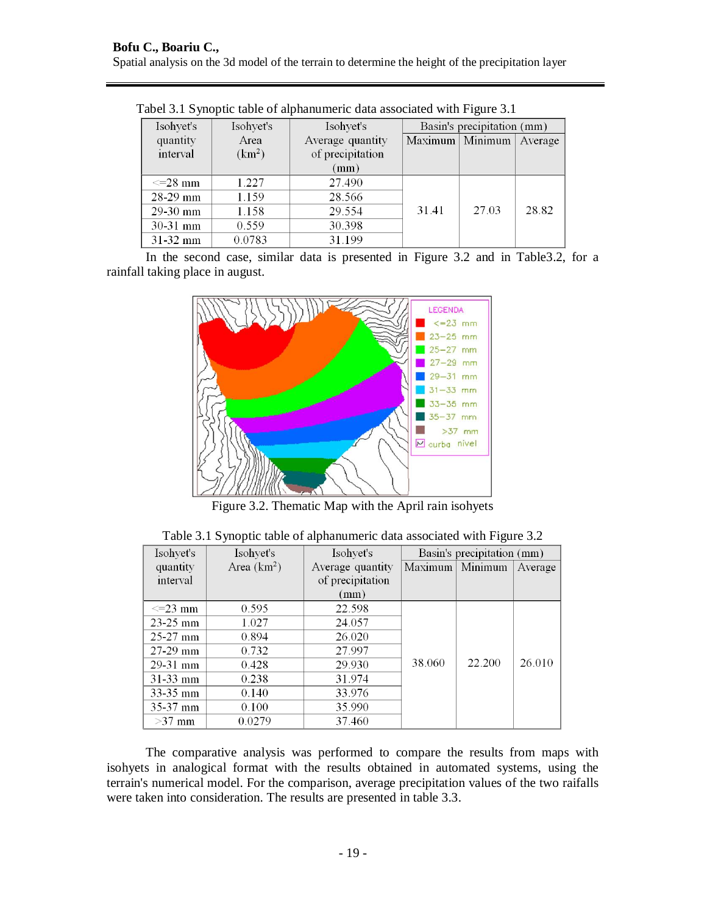Tabel 3.1 Synoptic table of alphanumeric data associated with Figure 3.1

| Isohyet's quantity interval | Isohyet's Area (km$^2$) | Isohyet's Average quantity of precipitation (mm) | Basin's precipitation (mm) | | |
|---|---|---|---|---|---|
| | | | Maximum | Minimum | Average |
| <=28 mm | 1.227 | 27.490 | 31.41 | 27.03 | 28.82 |
| 28-29 mm | 1.159 | 28.566 | | | |
| 29-30 mm | 1.158 | 29.554 | | | |
| 30-31 mm | 0.559 | 30.398 | | | |
| 31-32 mm | 0.0783 | 31.199 | | | |

In the second case, similar data is presented in Figure 3.2 and in Table3.2, for a rainfall taking place in august.

Figure 3.2. Thematic Map with the April rain isohyets

Table 3.1 Synoptic table of alphanumeric data associated with Figure 3.2

| Isohyet's quantity interval | Isohyet's Area (km$^2$) | Isohyet's Average quantity of precipitation (mm) | Basin's precipitation (mm) | | |
|---|---|---|---|---|---|
| | | | Maximum | Minimum | Average |
| <=23 mm | 0.595 | 22.598 | 38.060 | 22.200 | 26.010 |
| 23-25 mm | 1.027 | 24.057 | | | |
| 25-27 mm | 0.894 | 26.020 | | | |
| 27-29 mm | 0.732 | 27.997 | | | |
| 29-31 mm | 0.428 | 29.930 | | | |
| 31-33 mm | 0.238 | 31.974 | | | |
| 33-35 mm | 0.140 | 33.976 | | | |
| 35-37 mm | 0.100 | 35.990 | | | |
| >37 mm | 0.0279 | 37.460 | | | |

The comparative analysis was performed to compare the results from maps with isohyets in analogical format with the results obtained in automated systems, using the terrain's numerical model. For the comparison, average precipitation values of the two raifalls were taken into consideration. The results are presented in table 3.3.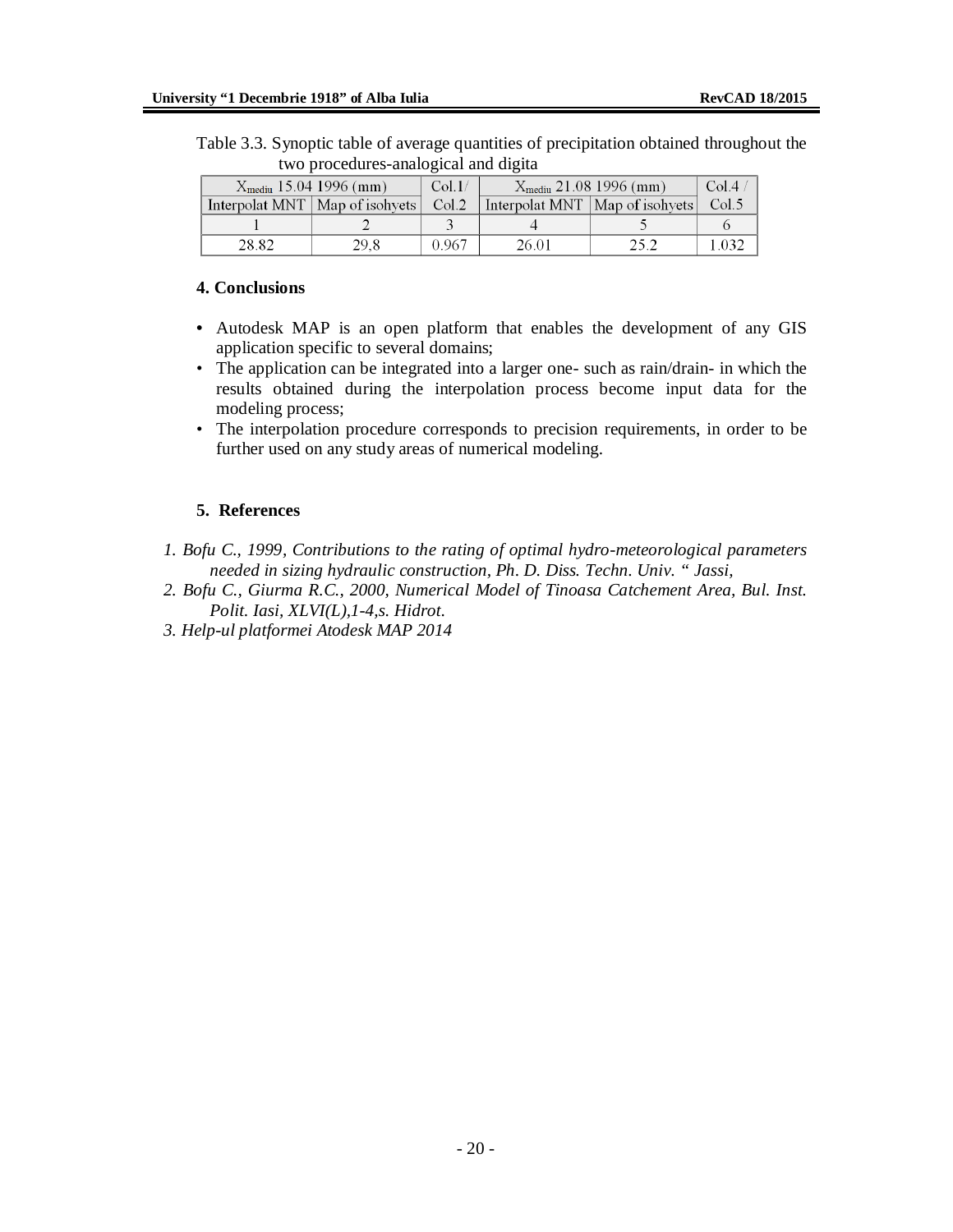Table 3.3. Synoptic table of average quantities of precipitation obtained throughout the two procedures-analogical and digita

| $X_{mediu}$ 15.04 1996 (mm) | | Col.1/ Col.2 | $X_{mediu}$ 21.08 1996 (mm) | | Col.4 / Col.5 |
|---|---|---|---|---|---|
| Interpolat MNT | Map of isohyets | | Interpolat MNT | Map of isohyets | |
| 1 | 2 | 3 | 4 | 5 | 6 |
| 28.82 | 29.8 | 0.967 | 26.01 | 25.2 | 1.032 |

## 4. Conclusions

- Autodesk MAP is an open platform that enables the development of any GIS application specific to several domains;
- The application can be integrated into a larger one- such as rain/drain- in which the results obtained during the interpolation process become input data for the modeling process;
- The interpolation procedure corresponds to precision requirements, in order to be further used on any study areas of numerical modeling.

## 5. References

1. *Bofu C., 1999, Contributions to the rating of optimal hydro-meteorological parameters needed in sizing hydraulic construction, Ph. D. Diss. Techn. Univ. " Jassi,*
2. *Bofu C., Giurma R.C., 2000, Numerical Model of Tinoasa Catchement Area, Bul. Inst. Polit. Iasi, XLVI(L),1-4,s. Hidrot.*
3. *Help-ul platformei Atodesk MAP 2014*